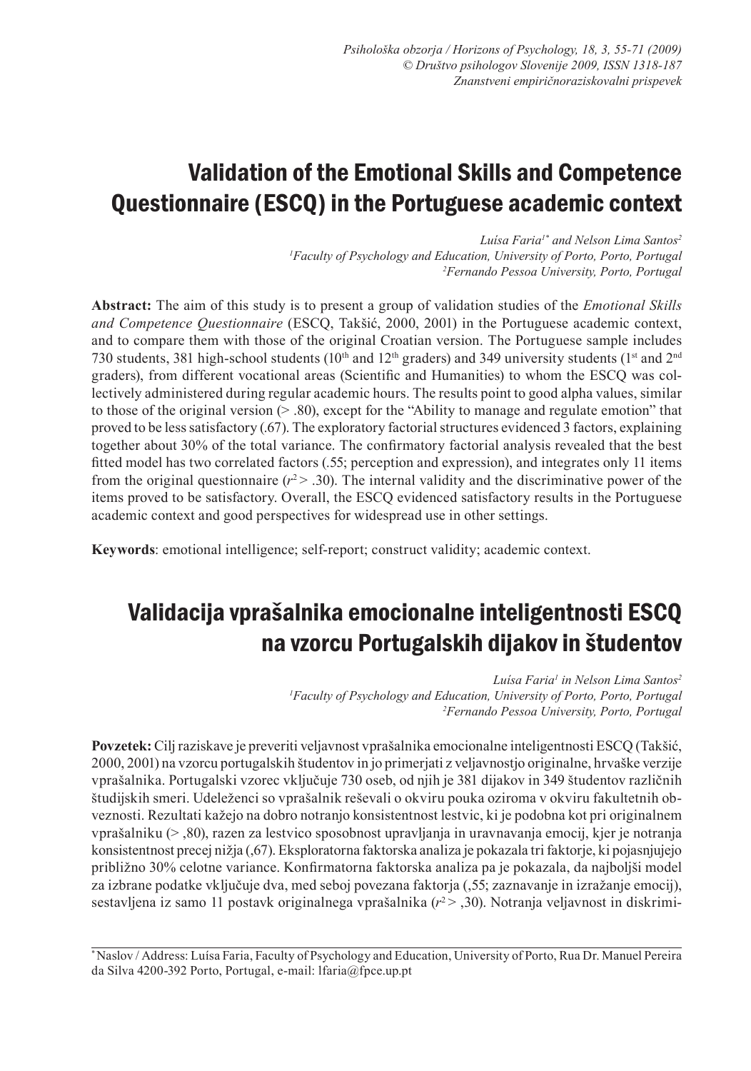# Validation of the Emotional Skills and Competence Questionnaire (ESCQ) in the Portuguese academic context

*Luísa Faria[1*] and Nelson Lima Santos[2]*
*[1]Faculty of Psychology and Education, University of Porto, Porto, Portugal*
*[2]Fernando Pessoa University, Porto, Portugal*

**Abstract:** The aim of this study is to present a group of validation studies of the *Emotional Skills and Competence Questionnaire* (ESCQ, Takšić, 2000, 2001) in the Portuguese academic context, and to compare them with those of the original Croatian version. The Portuguese sample includes 730 students, 381 high-school students (10th and 12th graders) and 349 university students (1st and 2nd graders), from different vocational areas (Scientific and Humanities) to whom the ESCQ was collectively administered during regular academic hours. The results point to good alpha values, similar to those of the original version (> .80), except for the "Ability to manage and regulate emotion" that proved to be less satisfactory (.67). The exploratory factorial structures evidenced 3 factors, explaining together about 30% of the total variance. The confirmatory factorial analysis revealed that the best fitted model has two correlated factors (.55; perception and expression), and integrates only 11 items from the original questionnaire ($r^2 > .30$). The internal validity and the discriminative power of the items proved to be satisfactory. Overall, the ESCQ evidenced satisfactory results in the Portuguese academic context and good perspectives for widespread use in other settings.

**Keywords**: emotional intelligence; self-report; construct validity; academic context.

# Validacija vprašalnika emocionalne inteligentnosti ESCQ na vzorcu Portugalskih dijakov in študentov

*Luísa Faria[1] in Nelson Lima Santos[2]*
*[1]Faculty of Psychology and Education, University of Porto, Porto, Portugal*
*[2]Fernando Pessoa University, Porto, Portugal*

**Povzetek:** Cilj raziskave je preveriti veljavnost vprašalnika emocionalne inteligentnosti ESCQ (Takšić, 2000, 2001) na vzorcu portugalskih študentov in jo primerjati z veljavnostjo originalne, hrvaške verzije vprašalnika. Portugalski vzorec vključuje 730 oseb, od njih je 381 dijakov in 349 študentov različnih študijskih smeri. Udeleženci so vprašalnik reševali o okviru pouka oziroma v okviru fakultetnih obveznosti. Rezultati kažejo na dobro notranjo konsistentnost lestvic, ki je podobna kot pri originalnem vprašalniku (> ,80), razen za lestvico sposobnost upravljanja in uravnavanja emocij, kjer je notranja konsistentnost precej nižja (,67). Eksploratorna faktorska analiza je pokazala tri faktorje, ki pojasnjujejo približno 30% celotne variance. Konfirmatorna faktorska analiza pa je pokazala, da najboljši model za izbrane podatke vključuje dva, med seboj povezana faktorja (,55; zaznavanje in izražanje emocij), sestavljena iz samo 11 postavk originalnega vprašalnika ($r^2 > ,30$). Notranja veljavnost in diskrimi-

[*] Naslov / Address: Luísa Faria, Faculty of Psychology and Education, University of Porto, Rua Dr. Manuel Pereira da Silva 4200-392 Porto, Portugal, e-mail: lfaria@fpce.up.pt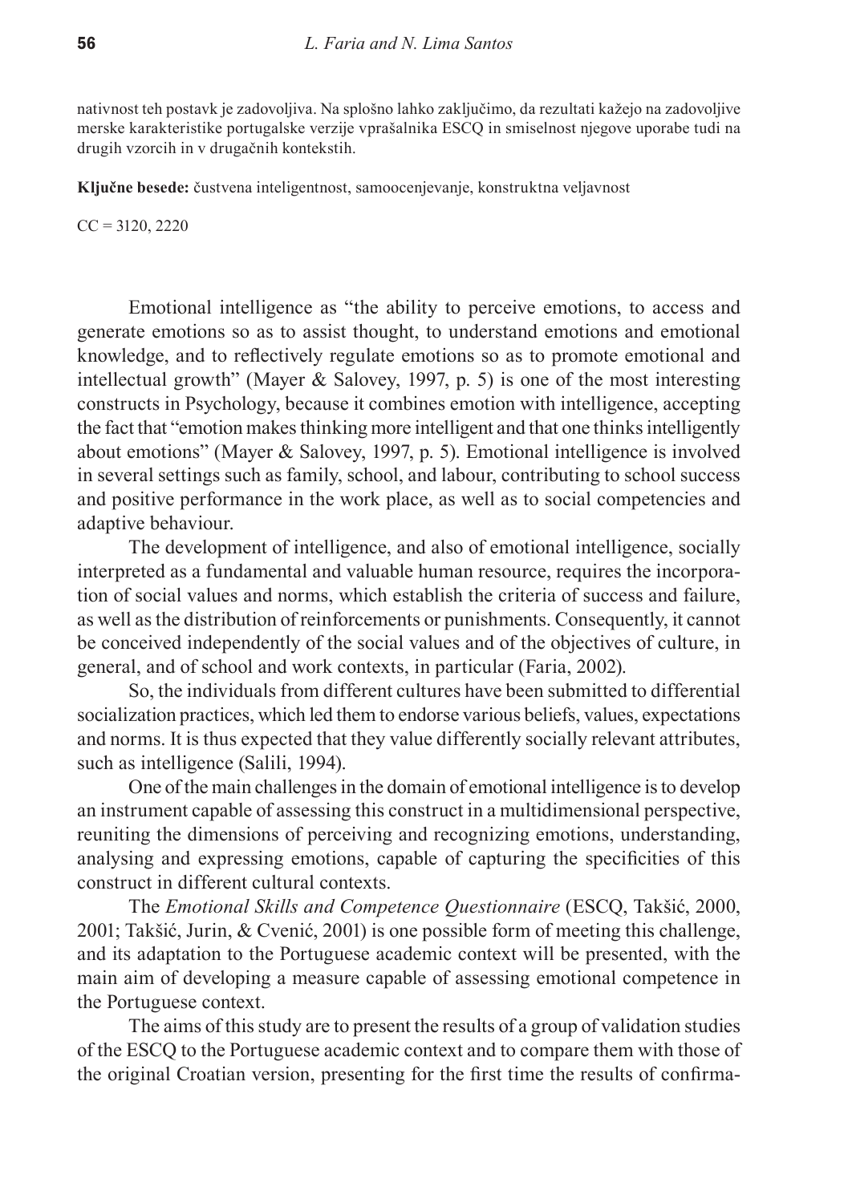nativnost teh postavk je zadovoljiva. Na splošno lahko zaključimo, da rezultati kažejo na zadovoljive merske karakteristike portugalske verzije vprašalnika ESCQ in smiselnost njegove uporabe tudi na drugih vzorcih in v drugačnih kontekstih.

**Ključne besede:** čustvena inteligentnost, samoocenjevanje, konstruktna veljavnost

CC = 3120, 2220

Emotional intelligence as "the ability to perceive emotions, to access and generate emotions so as to assist thought, to understand emotions and emotional knowledge, and to reflectively regulate emotions so as to promote emotional and intellectual growth" (Mayer & Salovey, 1997, p. 5) is one of the most interesting constructs in Psychology, because it combines emotion with intelligence, accepting the fact that "emotion makes thinking more intelligent and that one thinks intelligently about emotions" (Mayer & Salovey, 1997, p. 5). Emotional intelligence is involved in several settings such as family, school, and labour, contributing to school success and positive performance in the work place, as well as to social competencies and adaptive behaviour.

The development of intelligence, and also of emotional intelligence, socially interpreted as a fundamental and valuable human resource, requires the incorporation of social values and norms, which establish the criteria of success and failure, as well as the distribution of reinforcements or punishments. Consequently, it cannot be conceived independently of the social values and of the objectives of culture, in general, and of school and work contexts, in particular (Faria, 2002).

So, the individuals from different cultures have been submitted to differential socialization practices, which led them to endorse various beliefs, values, expectations and norms. It is thus expected that they value differently socially relevant attributes, such as intelligence (Salili, 1994).

One of the main challenges in the domain of emotional intelligence is to develop an instrument capable of assessing this construct in a multidimensional perspective, reuniting the dimensions of perceiving and recognizing emotions, understanding, analysing and expressing emotions, capable of capturing the specificities of this construct in different cultural contexts.

The *Emotional Skills and Competence Questionnaire* (ESCQ, Takšić, 2000, 2001; Takšić, Jurin, & Cvenić, 2001) is one possible form of meeting this challenge, and its adaptation to the Portuguese academic context will be presented, with the main aim of developing a measure capable of assessing emotional competence in the Portuguese context.

The aims of this study are to present the results of a group of validation studies of the ESCQ to the Portuguese academic context and to compare them with those of the original Croatian version, presenting for the first time the results of confirma-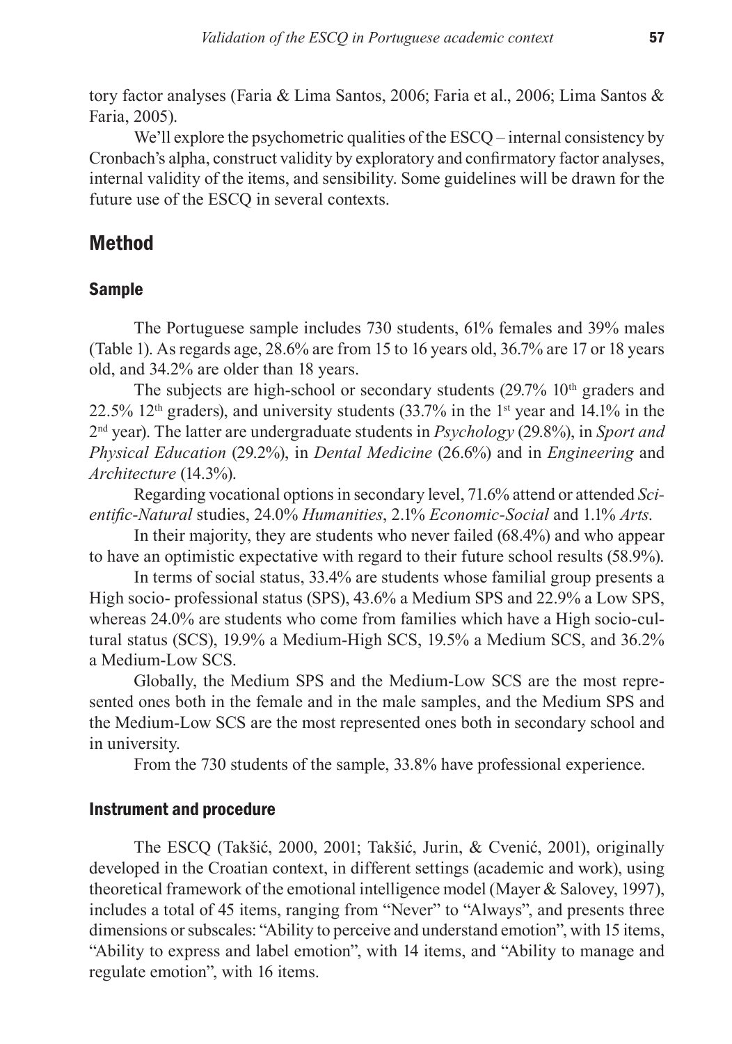tory factor analyses (Faria & Lima Santos, 2006; Faria et al., 2006; Lima Santos & Faria, 2005).

We'll explore the psychometric qualities of the ESCQ – internal consistency by Cronbach's alpha, construct validity by exploratory and confirmatory factor analyses, internal validity of the items, and sensibility. Some guidelines will be drawn for the future use of the ESCQ in several contexts.

## Method

### Sample

The Portuguese sample includes 730 students, 61% females and 39% males (Table 1). As regards age, 28.6% are from 15 to 16 years old, 36.7% are 17 or 18 years old, and 34.2% are older than 18 years.

The subjects are high-school or secondary students (29.7% 10th graders and 22.5% 12th graders), and university students (33.7% in the 1st year and 14.1% in the 2nd year). The latter are undergraduate students in *Psychology* (29.8%), in *Sport and Physical Education* (29.2%), in *Dental Medicine* (26.6%) and in *Engineering* and *Architecture* (14.3%).

Regarding vocational options in secondary level, 71.6% attend or attended *Scientific-Natural* studies, 24.0% *Humanities*, 2.1% *Economic-Social* and 1.1% *Arts*.

In their majority, they are students who never failed (68.4%) and who appear to have an optimistic expectative with regard to their future school results (58.9%).

In terms of social status, 33.4% are students whose familial group presents a High socio- professional status (SPS), 43.6% a Medium SPS and 22.9% a Low SPS, whereas 24.0% are students who come from families which have a High socio-cultural status (SCS), 19.9% a Medium-High SCS, 19.5% a Medium SCS, and 36.2% a Medium-Low SCS.

Globally, the Medium SPS and the Medium-Low SCS are the most represented ones both in the female and in the male samples, and the Medium SPS and the Medium-Low SCS are the most represented ones both in secondary school and in university.

From the 730 students of the sample, 33.8% have professional experience.

### Instrument and procedure

The ESCQ (Takšić, 2000, 2001; Takšić, Jurin, & Cvenić, 2001), originally developed in the Croatian context, in different settings (academic and work), using theoretical framework of the emotional intelligence model (Mayer & Salovey, 1997), includes a total of 45 items, ranging from "Never" to "Always", and presents three dimensions or subscales: "Ability to perceive and understand emotion", with 15 items, "Ability to express and label emotion", with 14 items, and "Ability to manage and regulate emotion", with 16 items.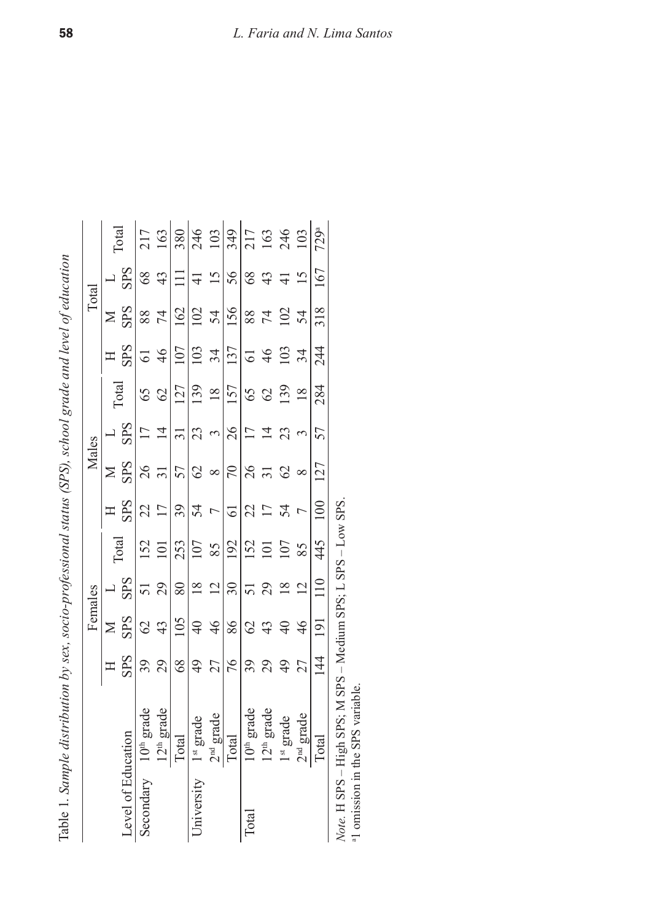Table 1. *Sample distribution by sex, socio-professional status (SPS), school grade and level of education*

| Level of Education | | Females | | | | Males | | | | Total | | | |
|---|---|---|---|---|---|---|---|---|---|---|---|---|---|
| | | H SPS | M SPS | L SPS | Total | H SPS | M SPS | L SPS | Total | H SPS | M SPS | L SPS | Total |
| Secondary | 10th grade | 39 | 62 | 51 | 152 | 22 | 26 | 17 | 65 | 61 | 88 | 68 | 217 |
| | 12th grade | 29 | 43 | 29 | 101 | 17 | 31 | 14 | 62 | 46 | 74 | 43 | 163 |
| | Total | 68 | 105 | 80 | 253 | 39 | 57 | 31 | 127 | 107 | 162 | 111 | 380 |
| University | 1st grade | 49 | 40 | 18 | 107 | 54 | 62 | 23 | 139 | 103 | 102 | 41 | 246 |
| | 2nd grade | 27 | 46 | 12 | 85 | 7 | 8 | 3 | 18 | 34 | 54 | 15 | 103 |
| | Total | 76 | 86 | 30 | 192 | 61 | 70 | 26 | 157 | 137 | 156 | 56 | 349 |
| Total | 10th grade | 39 | 62 | 51 | 152 | 22 | 26 | 17 | 65 | 61 | 88 | 68 | 217 |
| | 12th grade | 29 | 43 | 29 | 101 | 17 | 31 | 14 | 62 | 46 | 74 | 43 | 163 |
| | 1st grade | 49 | 40 | 18 | 107 | 54 | 62 | 23 | 139 | 103 | 102 | 41 | 246 |
| | 2nd grade | 27 | 46 | 12 | 85 | 7 | 8 | 3 | 18 | 34 | 54 | 15 | 103 |
| | Total | 144 | 191 | 110 | 445 | 100 | 127 | 57 | 284 | 244 | 318 | 167 | 729[a] |

*Note*. H SPS – High SPS; M SPS – Medium SPS; L SPS – Low SPS.
[a]1 omission in the SPS variable.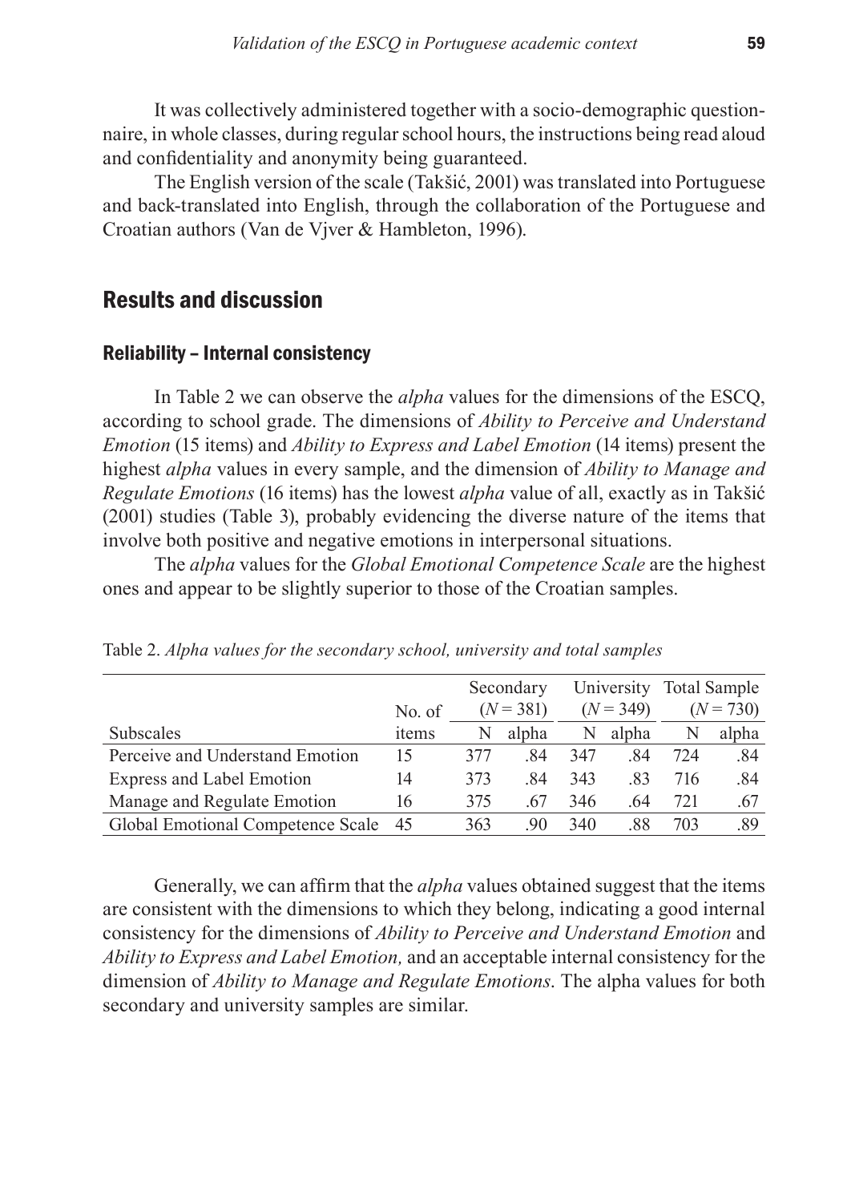It was collectively administered together with a socio-demographic questionnaire, in whole classes, during regular school hours, the instructions being read aloud and confidentiality and anonymity being guaranteed.

The English version of the scale (Takšić, 2001) was translated into Portuguese and back-translated into English, through the collaboration of the Portuguese and Croatian authors (Van de Vjver & Hambleton, 1996).

## Results and discussion

### Reliability – Internal consistency

In Table 2 we can observe the *alpha* values for the dimensions of the ESCQ, according to school grade. The dimensions of *Ability to Perceive and Understand Emotion* (15 items) and *Ability to Express and Label Emotion* (14 items) present the highest *alpha* values in every sample, and the dimension of *Ability to Manage and Regulate Emotions* (16 items) has the lowest *alpha* value of all, exactly as in Takšić (2001) studies (Table 3), probably evidencing the diverse nature of the items that involve both positive and negative emotions in interpersonal situations.

The *alpha* values for the *Global Emotional Competence Scale* are the highest ones and appear to be slightly superior to those of the Croatian samples.

Table 2. *Alpha values for the secondary school, university and total samples*

| Subscales | No. of items | Secondary ($N = 381$) | | University ($N = 349$) | | Total Sample ($N = 730$) | |
|---|---|---|---|---|---|---|---|
| | | N | alpha | N | alpha | N | alpha |
| Perceive and Understand Emotion | 15 | 377 | .84 | 347 | .84 | 724 | .84 |
| Express and Label Emotion | 14 | 373 | .84 | 343 | .83 | 716 | .84 |
| Manage and Regulate Emotion | 16 | 375 | .67 | 346 | .64 | 721 | .67 |
| Global Emotional Competence Scale | 45 | 363 | .90 | 340 | .88 | 703 | .89 |

Generally, we can affirm that the *alpha* values obtained suggest that the items are consistent with the dimensions to which they belong, indicating a good internal consistency for the dimensions of *Ability to Perceive and Understand Emotion* and *Ability to Express and Label Emotion,* and an acceptable internal consistency for the dimension of *Ability to Manage and Regulate Emotions*. The alpha values for both secondary and university samples are similar.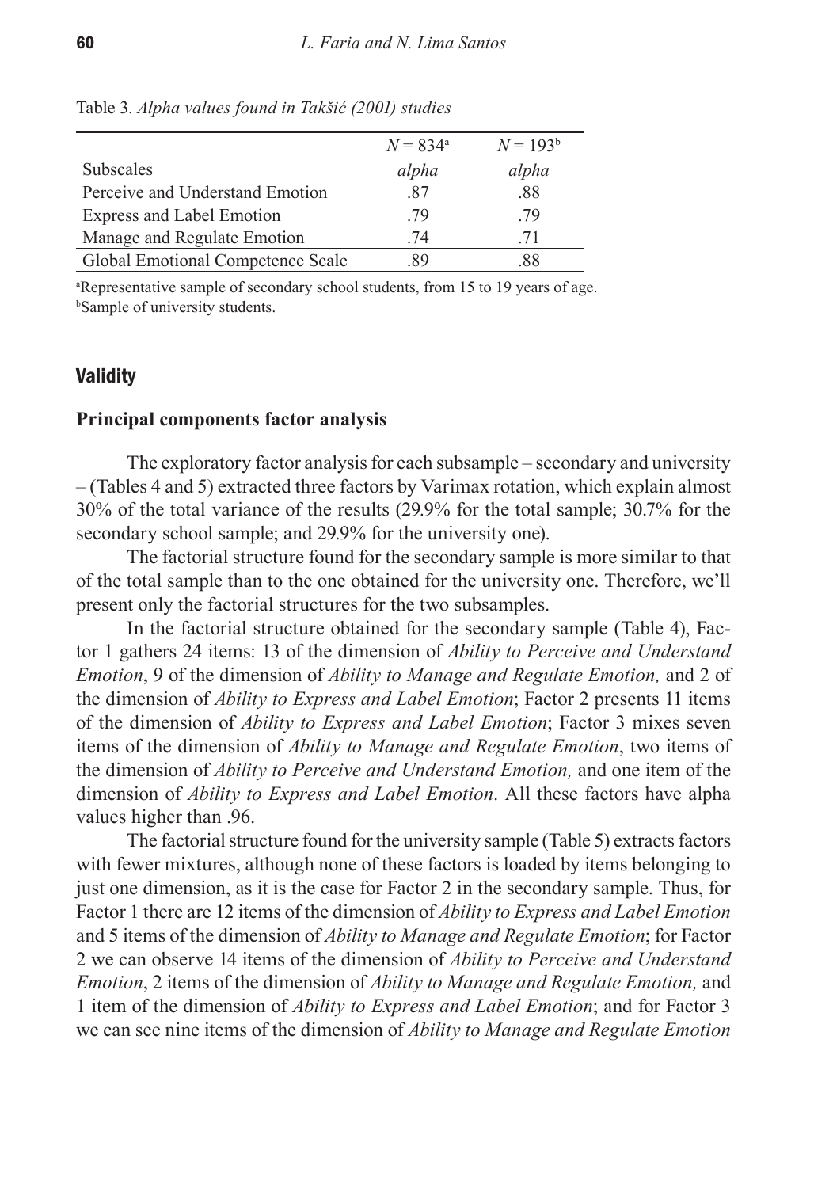Table 3. *Alpha values found in Takšić (2001) studies*

| | $N = 834$[a] | $N = 193$[b] |
|---|---|---|
| Subscales | *alpha* | *alpha* |
| Perceive and Understand Emotion | .87 | .88 |
| Express and Label Emotion | .79 | .79 |
| Manage and Regulate Emotion | .74 | .71 |
| Global Emotional Competence Scale | .89 | .88 |

[a]Representative sample of secondary school students, from 15 to 19 years of age.
[b]Sample of university students.

## Validity

### Principal components factor analysis

The exploratory factor analysis for each subsample – secondary and university – (Tables 4 and 5) extracted three factors by Varimax rotation, which explain almost 30% of the total variance of the results (29.9% for the total sample; 30.7% for the secondary school sample; and 29.9% for the university one).

The factorial structure found for the secondary sample is more similar to that of the total sample than to the one obtained for the university one. Therefore, we'll present only the factorial structures for the two subsamples.

In the factorial structure obtained for the secondary sample (Table 4), Factor 1 gathers 24 items: 13 of the dimension of *Ability to Perceive and Understand Emotion*, 9 of the dimension of *Ability to Manage and Regulate Emotion,* and 2 of the dimension of *Ability to Express and Label Emotion*; Factor 2 presents 11 items of the dimension of *Ability to Express and Label Emotion*; Factor 3 mixes seven items of the dimension of *Ability to Manage and Regulate Emotion*, two items of the dimension of *Ability to Perceive and Understand Emotion,* and one item of the dimension of *Ability to Express and Label Emotion*. All these factors have alpha values higher than .96.

The factorial structure found for the university sample (Table 5) extracts factors with fewer mixtures, although none of these factors is loaded by items belonging to just one dimension, as it is the case for Factor 2 in the secondary sample. Thus, for Factor 1 there are 12 items of the dimension of *Ability to Express and Label Emotion* and 5 items of the dimension of *Ability to Manage and Regulate Emotion*; for Factor 2 we can observe 14 items of the dimension of *Ability to Perceive and Understand Emotion*, 2 items of the dimension of *Ability to Manage and Regulate Emotion,* and 1 item of the dimension of *Ability to Express and Label Emotion*; and for Factor 3 we can see nine items of the dimension of *Ability to Manage and Regulate Emotion*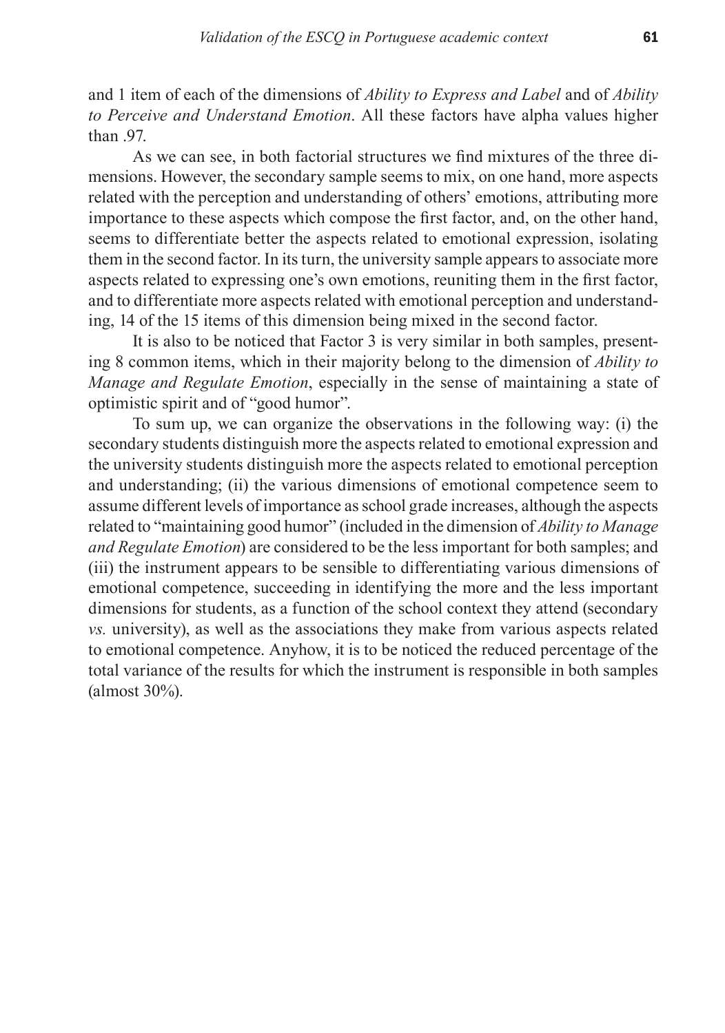and 1 item of each of the dimensions of *Ability to Express and Label* and of *Ability to Perceive and Understand Emotion*. All these factors have alpha values higher than .97.

As we can see, in both factorial structures we find mixtures of the three dimensions. However, the secondary sample seems to mix, on one hand, more aspects related with the perception and understanding of others' emotions, attributing more importance to these aspects which compose the first factor, and, on the other hand, seems to differentiate better the aspects related to emotional expression, isolating them in the second factor. In its turn, the university sample appears to associate more aspects related to expressing one's own emotions, reuniting them in the first factor, and to differentiate more aspects related with emotional perception and understanding, 14 of the 15 items of this dimension being mixed in the second factor.

It is also to be noticed that Factor 3 is very similar in both samples, presenting 8 common items, which in their majority belong to the dimension of *Ability to Manage and Regulate Emotion*, especially in the sense of maintaining a state of optimistic spirit and of "good humor".

To sum up, we can organize the observations in the following way: (i) the secondary students distinguish more the aspects related to emotional expression and the university students distinguish more the aspects related to emotional perception and understanding; (ii) the various dimensions of emotional competence seem to assume different levels of importance as school grade increases, although the aspects related to "maintaining good humor" (included in the dimension of *Ability to Manage and Regulate Emotion*) are considered to be the less important for both samples; and (iii) the instrument appears to be sensible to differentiating various dimensions of emotional competence, succeeding in identifying the more and the less important dimensions for students, as a function of the school context they attend (secondary *vs.* university), as well as the associations they make from various aspects related to emotional competence. Anyhow, it is to be noticed the reduced percentage of the total variance of the results for which the instrument is responsible in both samples (almost 30%).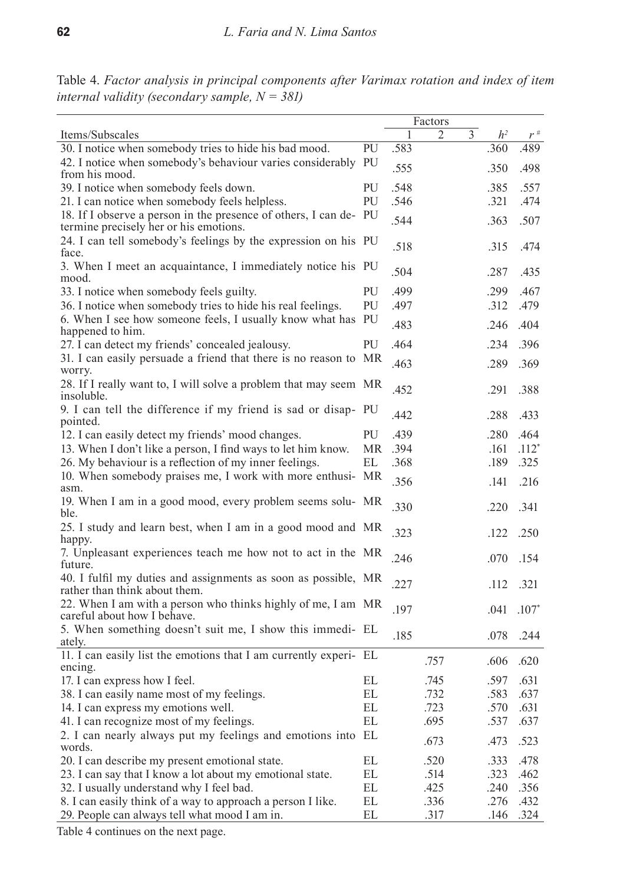Table 4. *Factor analysis in principal components after Varimax rotation and index of item internal validity (secondary sample, N = 381)*

| Items/Subscales | | Factors 1 | 2 | 3 | $h^2$ | $r^{\#}$ |
|---|---|---|---|---|---|---|
| 30. I notice when somebody tries to hide his bad mood. | PU | .583 | | | .360 | .489 |
| 42. I notice when somebody's behaviour varies considerably from his mood. | PU | .555 | | | .350 | .498 |
| 39. I notice when somebody feels down. | PU | .548 | | | .385 | .557 |
| 21. I can notice when somebody feels helpless. | PU | .546 | | | .321 | .474 |
| 18. If I observe a person in the presence of others, I can determine precisely her or his emotions. | PU | .544 | | | .363 | .507 |
| 24. I can tell somebody's feelings by the expression on his face. | PU | .518 | | | .315 | .474 |
| 3. When I meet an acquaintance, I immediately notice his mood. | PU | .504 | | | .287 | .435 |
| 33. I notice when somebody feels guilty. | PU | .499 | | | .299 | .467 |
| 36. I notice when somebody tries to hide his real feelings. | PU | .497 | | | .312 | .479 |
| 6. When I see how someone feels, I usually know what has happened to him. | PU | .483 | | | .246 | .404 |
| 27. I can detect my friends' concealed jealousy. | PU | .464 | | | .234 | .396 |
| 31. I can easily persuade a friend that there is no reason to worry. | MR | .463 | | | .289 | .369 |
| 28. If I really want to, I will solve a problem that may seem insoluble. | MR | .452 | | | .291 | .388 |
| 9. I can tell the difference if my friend is sad or disappointed. | PU | .442 | | | .288 | .433 |
| 12. I can easily detect my friends' mood changes. | PU | .439 | | | .280 | .464 |
| 13. When I don't like a person, I find ways to let him know. | MR | .394 | | | .161 | .112* |
| 26. My behaviour is a reflection of my inner feelings. | EL | .368 | | | .189 | .325 |
| 10. When somebody praises me, I work with more enthusiasm. | MR | .356 | | | .141 | .216 |
| 19. When I am in a good mood, every problem seems soluble. | MR | .330 | | | .220 | .341 |
| 25. I study and learn best, when I am in a good mood and happy. | MR | .323 | | | .122 | .250 |
| 7. Unpleasant experiences teach me how not to act in the future. | MR | .246 | | | .070 | .154 |
| 40. I fulfil my duties and assignments as soon as possible, rather than think about them. | MR | .227 | | | .112 | .321 |
| 22. When I am with a person who thinks highly of me, I am careful about how I behave. | MR | .197 | | | .041 | .107* |
| 5. When something doesn't suit me, I show this immediately. | EL | .185 | | | .078 | .244 |
| 11. I can easily list the emotions that I am currently experiencing. | EL | | .757 | | .606 | .620 |
| 17. I can express how I feel. | EL | | .745 | | .597 | .631 |
| 38. I can easily name most of my feelings. | EL | | .732 | | .583 | .637 |
| 14. I can express my emotions well. | EL | | .723 | | .570 | .631 |
| 41. I can recognize most of my feelings. | EL | | .695 | | .537 | .637 |
| 2. I can nearly always put my feelings and emotions into words. | EL | | .673 | | .473 | .523 |
| 20. I can describe my present emotional state. | EL | | .520 | | .333 | .478 |
| 23. I can say that I know a lot about my emotional state. | EL | | .514 | | .323 | .462 |
| 32. I usually understand why I feel bad. | EL | | .425 | | .240 | .356 |
| 8. I can easily think of a way to approach a person I like. | EL | | .336 | | .276 | .432 |
| 29. People can always tell what mood I am in. | EL | | .317 | | .146 | .324 |

Table 4 continues on the next page.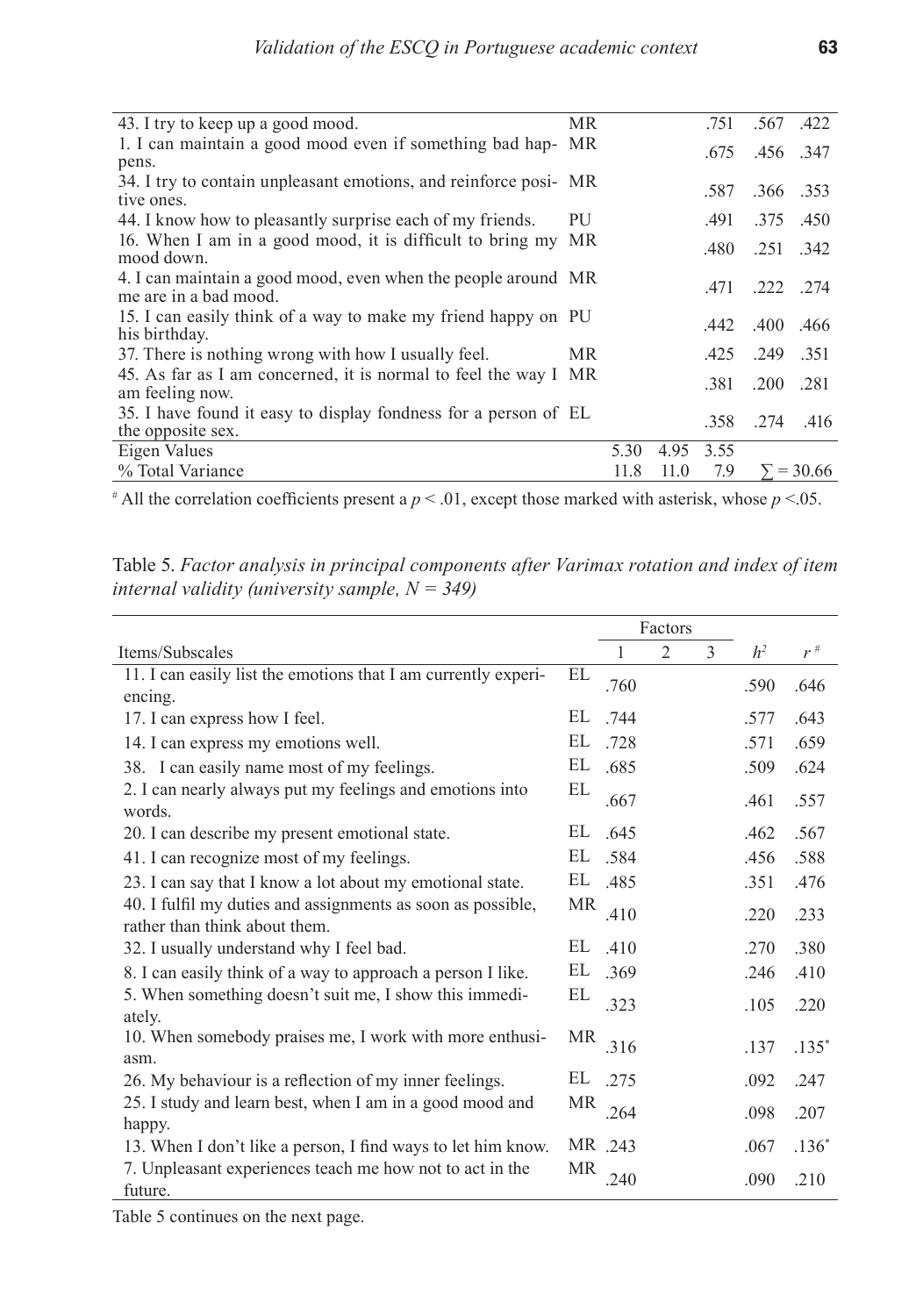| | | | | | | |
|---|---|---|---|---|---|---|
| 43. I try to keep up a good mood. | MR | | | .751 | .567 | .422 |
| 1. I can maintain a good mood even if something bad happens. | MR | | | .675 | .456 | .347 |
| 34. I try to contain unpleasant emotions, and reinforce positive ones. | MR | | | .587 | .366 | .353 |
| 44. I know how to pleasantly surprise each of my friends. | PU | | | .491 | .375 | .450 |
| 16. When I am in a good mood, it is difficult to bring my mood down. | MR | | | .480 | .251 | .342 |
| 4. I can maintain a good mood, even when the people around me are in a bad mood. | MR | | | .471 | .222 | .274 |
| 15. I can easily think of a way to make my friend happy on his birthday. | PU | | | .442 | .400 | .466 |
| 37. There is nothing wrong with how I usually feel. | MR | | | .425 | .249 | .351 |
| 45. As far as I am concerned, it is normal to feel the way I am feeling now. | MR | | | .381 | .200 | .281 |
| 35. I have found it easy to display fondness for a person of the opposite sex. | EL | | | .358 | .274 | .416 |
| Eigen Values | | 5.30 | 4.95 | 3.55 | | |
| % Total Variance | | 11.8 | 11.0 | 7.9 | $\sum = 30.66$ | |

[#] All the correlation coefficients present a $p < .01$, except those marked with asterisk, whose $p < .05$.

Table 5. *Factor analysis in principal components after Varimax rotation and index of item internal validity (university sample, N = 349)*

| Items/Subscales | | Factors | | | $h^2$ | $r^{\#}$ |
|---|---|---|---|---|---|---|
| | | 1 | 2 | 3 | | |
| 11. I can easily list the emotions that I am currently experiencing. | EL | .760 | | | .590 | .646 |
| 17. I can express how I feel. | EL | .744 | | | .577 | .643 |
| 14. I can express my emotions well. | EL | .728 | | | .571 | .659 |
| 38. I can easily name most of my feelings. | EL | .685 | | | .509 | .624 |
| 2. I can nearly always put my feelings and emotions into words. | EL | .667 | | | .461 | .557 |
| 20. I can describe my present emotional state. | EL | .645 | | | .462 | .567 |
| 41. I can recognize most of my feelings. | EL | .584 | | | .456 | .588 |
| 23. I can say that I know a lot about my emotional state. | EL | .485 | | | .351 | .476 |
| 40. I fulfil my duties and assignments as soon as possible, rather than think about them. | MR | .410 | | | .220 | .233 |
| 32. I usually understand why I feel bad. | EL | .410 | | | .270 | .380 |
| 8. I can easily think of a way to approach a person I like. | EL | .369 | | | .246 | .410 |
| 5. When something doesn't suit me, I show this immediately. | EL | .323 | | | .105 | .220 |
| 10. When somebody praises me, I work with more enthusiasm. | MR | .316 | | | .137 | .135* |
| 26. My behaviour is a reflection of my inner feelings. | EL | .275 | | | .092 | .247 |
| 25. I study and learn best, when I am in a good mood and happy. | MR | .264 | | | .098 | .207 |
| 13. When I don't like a person, I find ways to let him know. | MR | .243 | | | .067 | .136* |
| 7. Unpleasant experiences teach me how not to act in the future. | MR | .240 | | | .090 | .210 |

Table 5 continues on the next page.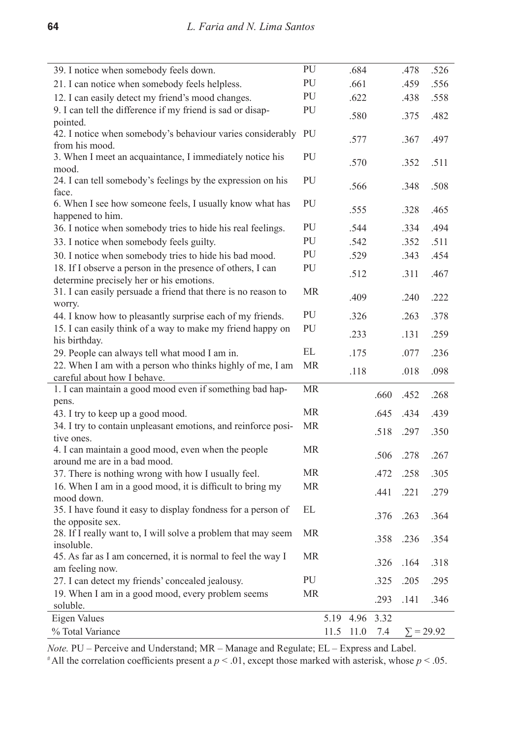| | | | | | | |
|---|---|---|---|---|---|---|
| 39. I notice when somebody feels down. | PU | | .684 | | .478 | .526 |
| 21. I can notice when somebody feels helpless. | PU | | .661 | | .459 | .556 |
| 12. I can easily detect my friend's mood changes. | PU | | .622 | | .438 | .558 |
| 9. I can tell the difference if my friend is sad or disappointed. | PU | | .580 | | .375 | .482 |
| 42. I notice when somebody's behaviour varies considerably from his mood. | PU | | .577 | | .367 | .497 |
| 3. When I meet an acquaintance, I immediately notice his mood. | PU | | .570 | | .352 | .511 |
| 24. I can tell somebody's feelings by the expression on his face. | PU | | .566 | | .348 | .508 |
| 6. When I see how someone feels, I usually know what has happened to him. | PU | | .555 | | .328 | .465 |
| 36. I notice when somebody tries to hide his real feelings. | PU | | .544 | | .334 | .494 |
| 33. I notice when somebody feels guilty. | PU | | .542 | | .352 | .511 |
| 30. I notice when somebody tries to hide his bad mood. | PU | | .529 | | .343 | .454 |
| 18. If I observe a person in the presence of others, I can determine precisely her or his emotions. | PU | | .512 | | .311 | .467 |
| 31. I can easily persuade a friend that there is no reason to worry. | MR | | .409 | | .240 | .222 |
| 44. I know how to pleasantly surprise each of my friends. | PU | | .326 | | .263 | .378 |
| 15. I can easily think of a way to make my friend happy on his birthday. | PU | | .233 | | .131 | .259 |
| 29. People can always tell what mood I am in. | EL | | .175 | | .077 | .236 |
| 22. When I am with a person who thinks highly of me, I am careful about how I behave. | MR | | .118 | | .018 | .098 |
| 1. I can maintain a good mood even if something bad happens. | MR | | | .660 | .452 | .268 |
| 43. I try to keep up a good mood. | MR | | | .645 | .434 | .439 |
| 34. I try to contain unpleasant emotions, and reinforce positive ones. | MR | | | .518 | .297 | .350 |
| 4. I can maintain a good mood, even when the people around me are in a bad mood. | MR | | | .506 | .278 | .267 |
| 37. There is nothing wrong with how I usually feel. | MR | | | .472 | .258 | .305 |
| 16. When I am in a good mood, it is difficult to bring my mood down. | MR | | | .441 | .221 | .279 |
| 35. I have found it easy to display fondness for a person of the opposite sex. | EL | | | .376 | .263 | .364 |
| 28. If I really want to, I will solve a problem that may seem insoluble. | MR | | | .358 | .236 | .354 |
| 45. As far as I am concerned, it is normal to feel the way I am feeling now. | MR | | | .326 | .164 | .318 |
| 27. I can detect my friends' concealed jealousy. | PU | | | .325 | .205 | .295 |
| 19. When I am in a good mood, every problem seems soluble. | MR | | | .293 | .141 | .346 |
| Eigen Values | | 5.19 | 4.96 | 3.32 | | |
| % Total Variance | | 11.5 | 11.0 | 7.4 | $\sum = 29.92$ | |

*Note.* PU – Perceive and Understand; MR – Manage and Regulate; EL – Express and Label.
[#]All the correlation coefficients present a $p < .01$, except those marked with asterisk, whose $p < .05$.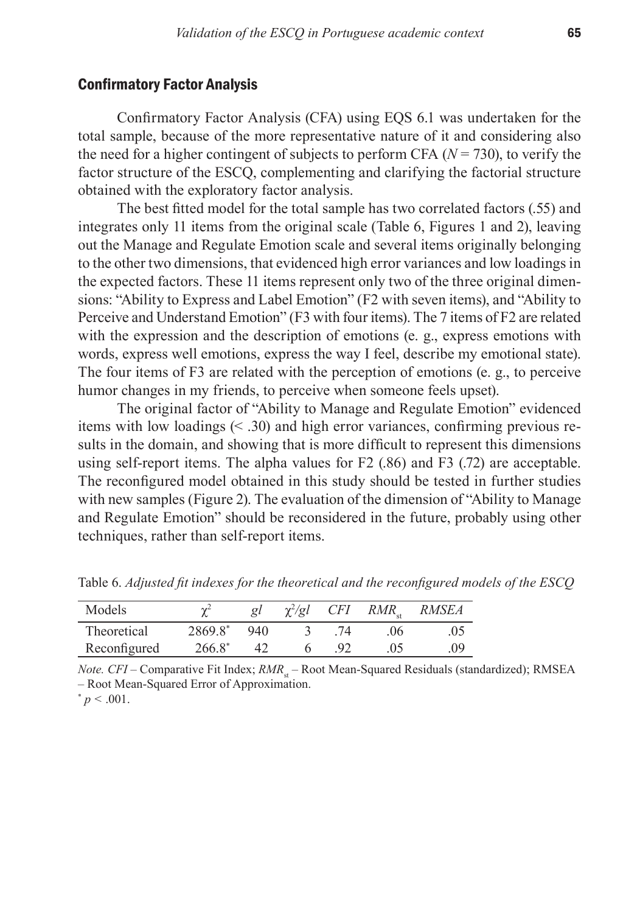## Confirmatory Factor Analysis

Confirmatory Factor Analysis (CFA) using EQS 6.1 was undertaken for the total sample, because of the more representative nature of it and considering also the need for a higher contingent of subjects to perform CFA ($N = 730$), to verify the factor structure of the ESCQ, complementing and clarifying the factorial structure obtained with the exploratory factor analysis.

The best fitted model for the total sample has two correlated factors (.55) and integrates only 11 items from the original scale (Table 6, Figures 1 and 2), leaving out the Manage and Regulate Emotion scale and several items originally belonging to the other two dimensions, that evidenced high error variances and low loadings in the expected factors. These 11 items represent only two of the three original dimensions: "Ability to Express and Label Emotion" (F2 with seven items), and "Ability to Perceive and Understand Emotion" (F3 with four items). The 7 items of F2 are related with the expression and the description of emotions (e. g., express emotions with words, express well emotions, express the way I feel, describe my emotional state). The four items of F3 are related with the perception of emotions (e. g., to perceive humor changes in my friends, to perceive when someone feels upset).

The original factor of "Ability to Manage and Regulate Emotion" evidenced items with low loadings (< .30) and high error variances, confirming previous results in the domain, and showing that is more difficult to represent this dimensions using self-report items. The alpha values for F2 (.86) and F3 (.72) are acceptable. The reconfigured model obtained in this study should be tested in further studies with new samples (Figure 2). The evaluation of the dimension of "Ability to Manage and Regulate Emotion" should be reconsidered in the future, probably using other techniques, rather than self-report items.

Table 6. *Adjusted fit indexes for the theoretical and the reconfigured models of the ESCQ*

| Models | $\chi^2$ | *gl* | $\chi^2/gl$ | *CFI* | $RMR_{st}$ | *RMSEA* |
|---|---|---|---|---|---|---|
| Theoretical | 2869.8* | 940 | 3 | .74 | .06 | .05 |
| Reconfigured | 266.8* | 42 | 6 | .92 | .05 | .09 |

*Note. CFI* – Comparative Fit Index; $RMR_{st}$ – Root Mean-Squared Residuals (standardized); RMSEA – Root Mean-Squared Error of Approximation.

* $p < .001$.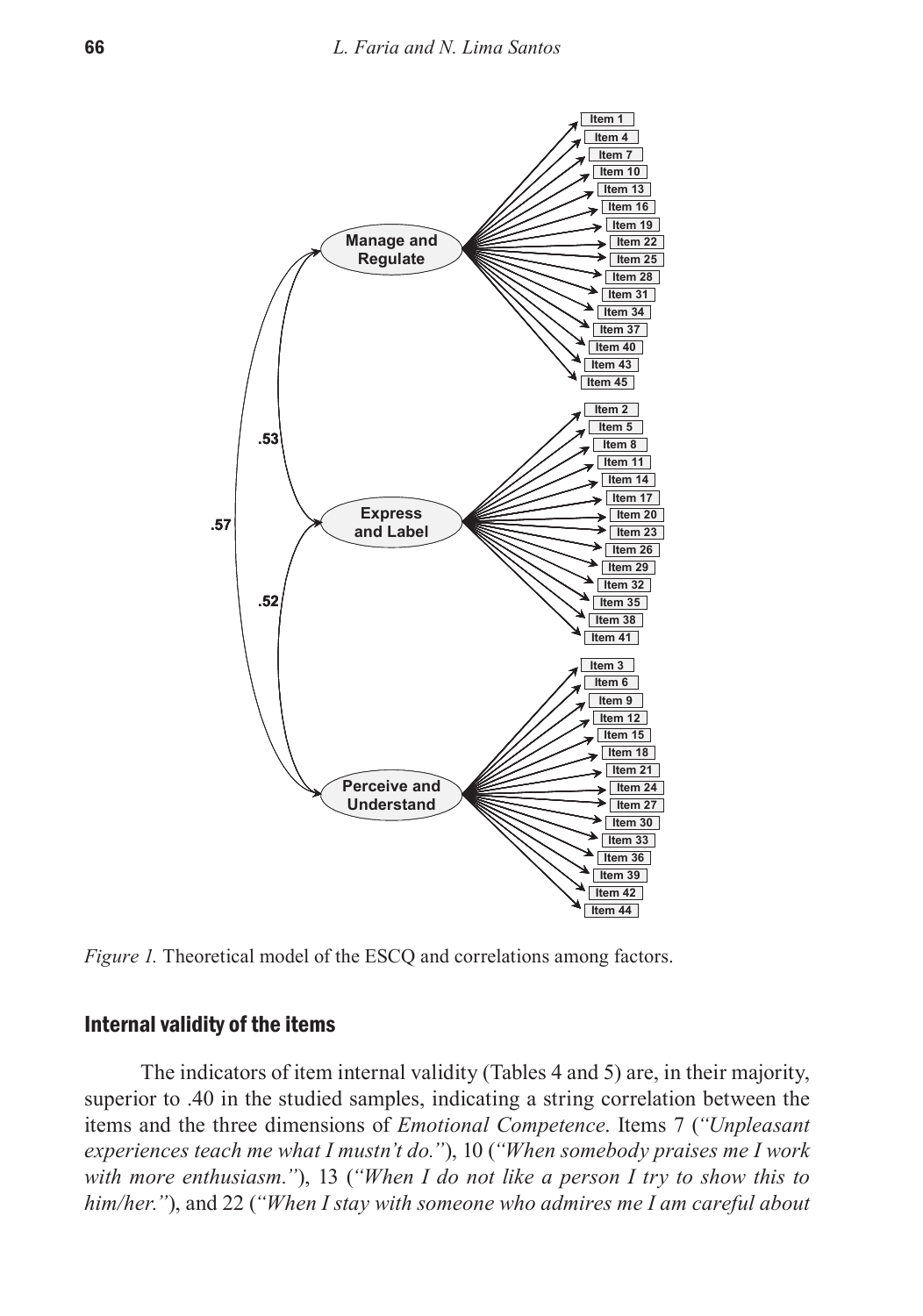*Figure 1.* Theoretical model of the ESCQ and correlations among factors.

## Internal validity of the items

The indicators of item internal validity (Tables 4 and 5) are, in their majority, superior to .40 in the studied samples, indicating a string correlation between the items and the three dimensions of *Emotional Competence*. Items 7 (*"Unpleasant experiences teach me what I mustn't do."*), 10 (*"When somebody praises me I work with more enthusiasm."*), 13 (*"When I do not like a person I try to show this to him/her."*), and 22 (*"When I stay with someone who admires me I am careful about*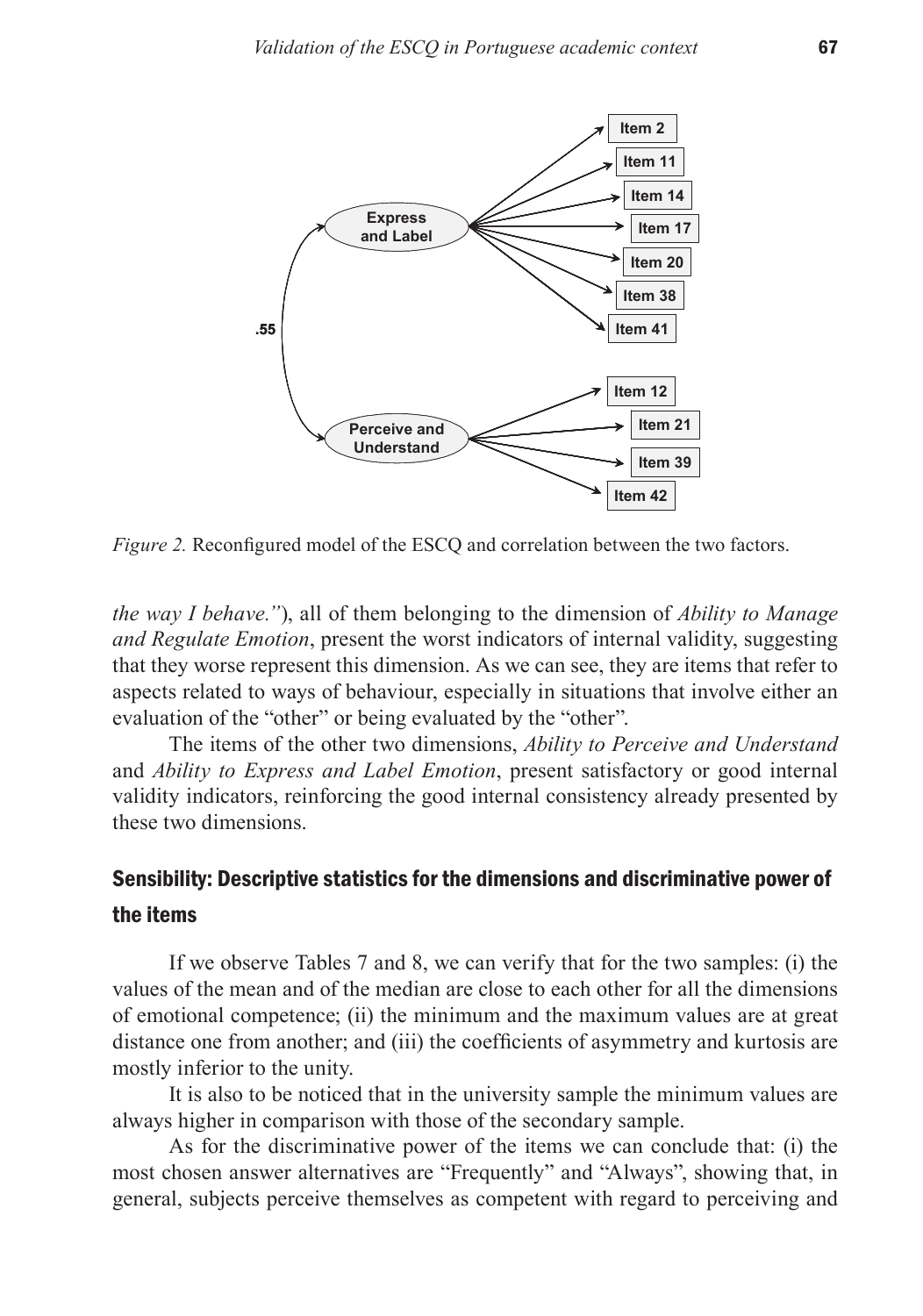*Figure 2.* Reconfigured model of the ESCQ and correlation between the two factors.

*the way I behave."*), all of them belonging to the dimension of *Ability to Manage and Regulate Emotion*, present the worst indicators of internal validity, suggesting that they worse represent this dimension. As we can see, they are items that refer to aspects related to ways of behaviour, especially in situations that involve either an evaluation of the "other" or being evaluated by the "other".

The items of the other two dimensions, *Ability to Perceive and Understand* and *Ability to Express and Label Emotion*, present satisfactory or good internal validity indicators, reinforcing the good internal consistency already presented by these two dimensions.

## Sensibility: Descriptive statistics for the dimensions and discriminative power of the items

If we observe Tables 7 and 8, we can verify that for the two samples: (i) the values of the mean and of the median are close to each other for all the dimensions of emotional competence; (ii) the minimum and the maximum values are at great distance one from another; and (iii) the coefficients of asymmetry and kurtosis are mostly inferior to the unity.

It is also to be noticed that in the university sample the minimum values are always higher in comparison with those of the secondary sample.

As for the discriminative power of the items we can conclude that: (i) the most chosen answer alternatives are "Frequently" and "Always", showing that, in general, subjects perceive themselves as competent with regard to perceiving and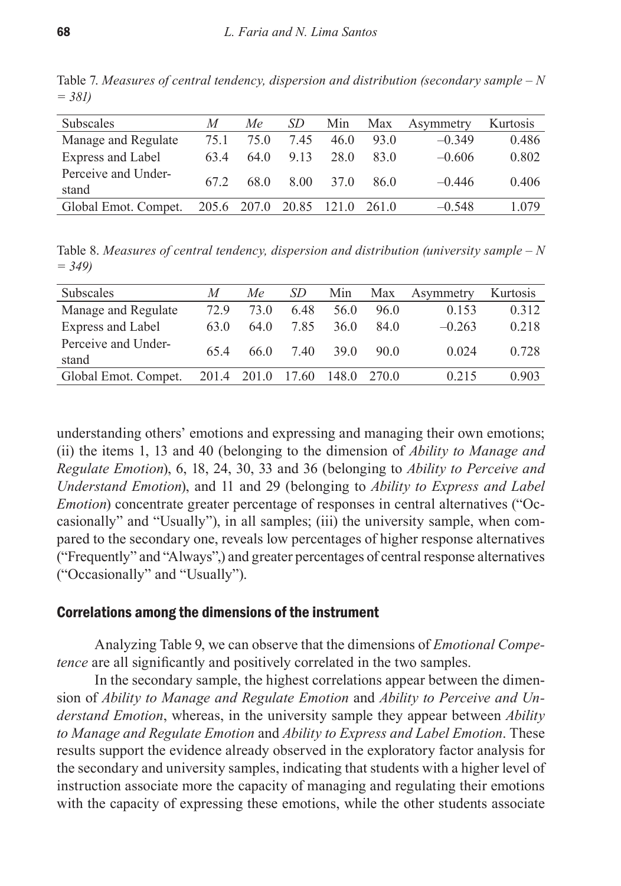Table 7. *Measures of central tendency, dispersion and distribution (secondary sample – N = 381)*

| Subscales | *M* | *Me* | *SD* | Min | Max | Asymmetry | Kurtosis |
|---|---|---|---|---|---|---|---|
| Manage and Regulate | 75.1 | 75.0 | 7.45 | 46.0 | 93.0 | –0.349 | 0.486 |
| Express and Label | 63.4 | 64.0 | 9.13 | 28.0 | 83.0 | –0.606 | 0.802 |
| Perceive and Understand | 67.2 | 68.0 | 8.00 | 37.0 | 86.0 | –0.446 | 0.406 |
| Global Emot. Compet. | 205.6 | 207.0 | 20.85 | 121.0 | 261.0 | –0.548 | 1.079 |

Table 8. *Measures of central tendency, dispersion and distribution (university sample – N = 349)*

| Subscales | *M* | *Me* | *SD* | Min | Max | Asymmetry | Kurtosis |
|---|---|---|---|---|---|---|---|
| Manage and Regulate | 72.9 | 73.0 | 6.48 | 56.0 | 96.0 | 0.153 | 0.312 |
| Express and Label | 63.0 | 64.0 | 7.85 | 36.0 | 84.0 | –0.263 | 0.218 |
| Perceive and Understand | 65.4 | 66.0 | 7.40 | 39.0 | 90.0 | 0.024 | 0.728 |
| Global Emot. Compet. | 201.4 | 201.0 | 17.60 | 148.0 | 270.0 | 0.215 | 0.903 |

understanding others' emotions and expressing and managing their own emotions; (ii) the items 1, 13 and 40 (belonging to the dimension of *Ability to Manage and Regulate Emotion*), 6, 18, 24, 30, 33 and 36 (belonging to *Ability to Perceive and Understand Emotion*), and 11 and 29 (belonging to *Ability to Express and Label Emotion*) concentrate greater percentage of responses in central alternatives ("Occasionally" and "Usually"), in all samples; (iii) the university sample, when compared to the secondary one, reveals low percentages of higher response alternatives ("Frequently" and "Always",) and greater percentages of central response alternatives ("Occasionally" and "Usually").

## Correlations among the dimensions of the instrument

Analyzing Table 9, we can observe that the dimensions of *Emotional Competence* are all significantly and positively correlated in the two samples.

In the secondary sample, the highest correlations appear between the dimension of *Ability to Manage and Regulate Emotion* and *Ability to Perceive and Understand Emotion*, whereas, in the university sample they appear between *Ability to Manage and Regulate Emotion* and *Ability to Express and Label Emotion*. These results support the evidence already observed in the exploratory factor analysis for the secondary and university samples, indicating that students with a higher level of instruction associate more the capacity of managing and regulating their emotions with the capacity of expressing these emotions, while the other students associate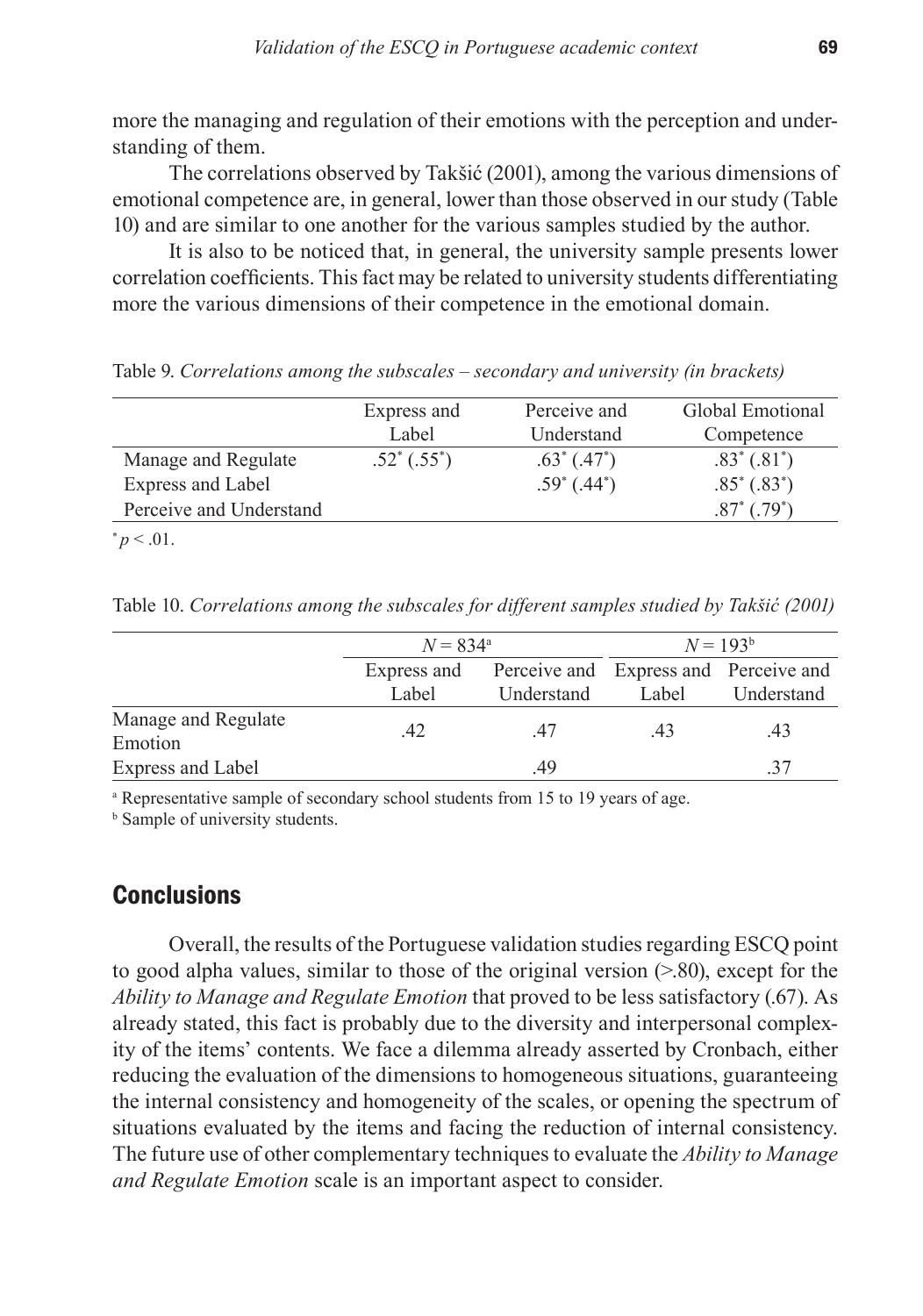more the managing and regulation of their emotions with the perception and understanding of them.

The correlations observed by Takšić (2001), among the various dimensions of emotional competence are, in general, lower than those observed in our study (Table 10) and are similar to one another for the various samples studied by the author.

It is also to be noticed that, in general, the university sample presents lower correlation coefficients. This fact may be related to university students differentiating more the various dimensions of their competence in the emotional domain.

Table 9. *Correlations among the subscales – secondary and university (in brackets)*

| | Express and Label | Perceive and Understand | Global Emotional Competence |
|---|---|---|---|
| Manage and Regulate | .52* (.55*) | .63* (.47*) | .83* (.81*) |
| Express and Label | | .59* (.44*) | .85* (.83*) |
| Perceive and Understand | | | .87* (.79*) |

* $p < .01$.

Table 10. *Correlations among the subscales for different samples studied by Takšić (2001)*

| | $N = 834$[a] | | $N = 193$[b] | |
|---|---|---|---|---|
| | Express and Label | Perceive and Understand | Express and Label | Perceive and Understand |
| Manage and Regulate Emotion | .42 | .47 | .43 | .43 |
| Express and Label | | .49 | | .37 |

[a] Representative sample of secondary school students from 15 to 19 years of age.

[b] Sample of university students.

## Conclusions

Overall, the results of the Portuguese validation studies regarding ESCQ point to good alpha values, similar to those of the original version (>.80), except for the *Ability to Manage and Regulate Emotion* that proved to be less satisfactory (.67). As already stated, this fact is probably due to the diversity and interpersonal complexity of the items' contents. We face a dilemma already asserted by Cronbach, either reducing the evaluation of the dimensions to homogeneous situations, guaranteeing the internal consistency and homogeneity of the scales, or opening the spectrum of situations evaluated by the items and facing the reduction of internal consistency. The future use of other complementary techniques to evaluate the *Ability to Manage and Regulate Emotion* scale is an important aspect to consider.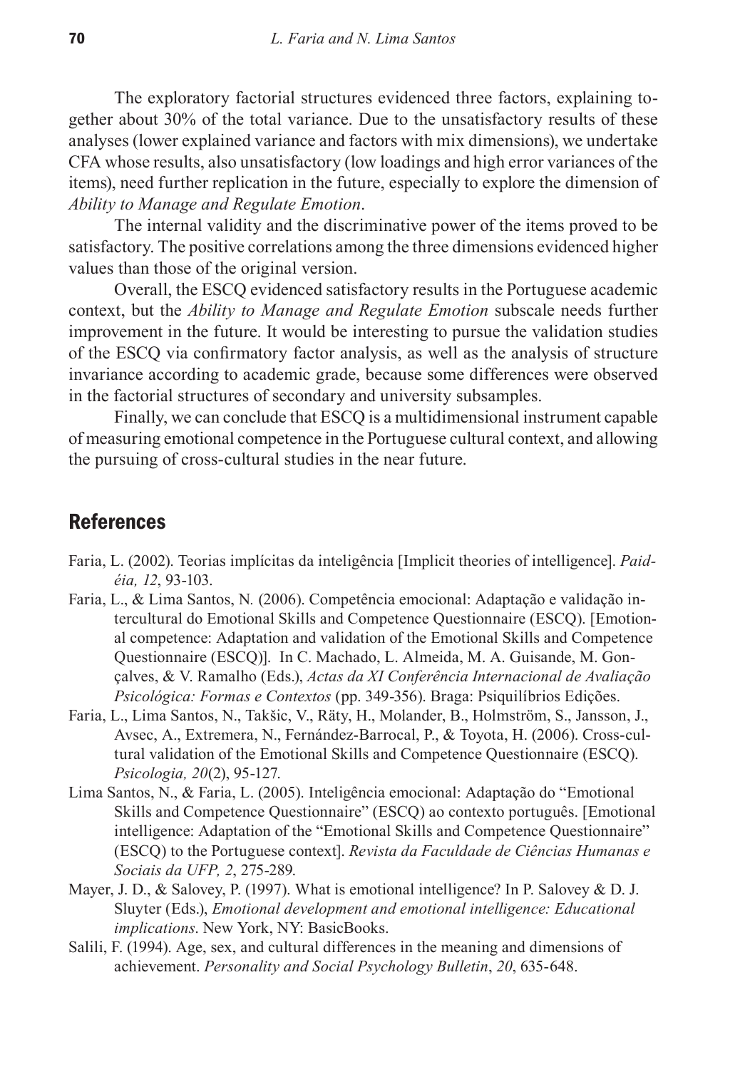The exploratory factorial structures evidenced three factors, explaining together about 30% of the total variance. Due to the unsatisfactory results of these analyses (lower explained variance and factors with mix dimensions), we undertake CFA whose results, also unsatisfactory (low loadings and high error variances of the items), need further replication in the future, especially to explore the dimension of *Ability to Manage and Regulate Emotion*.

The internal validity and the discriminative power of the items proved to be satisfactory. The positive correlations among the three dimensions evidenced higher values than those of the original version.

Overall, the ESCQ evidenced satisfactory results in the Portuguese academic context, but the *Ability to Manage and Regulate Emotion* subscale needs further improvement in the future. It would be interesting to pursue the validation studies of the ESCQ via confirmatory factor analysis, as well as the analysis of structure invariance according to academic grade, because some differences were observed in the factorial structures of secondary and university subsamples.

Finally, we can conclude that ESCQ is a multidimensional instrument capable of measuring emotional competence in the Portuguese cultural context, and allowing the pursuing of cross-cultural studies in the near future.

## References

Faria, L. (2002). Teorias implícitas da inteligência [Implicit theories of intelligence]. *Paidéia, 12*, 93-103.

Faria, L., & Lima Santos, N. (2006). Competência emocional: Adaptação e validação intercultural do Emotional Skills and Competence Questionnaire (ESCQ). [Emotional competence: Adaptation and validation of the Emotional Skills and Competence Questionnaire (ESCQ)]. In C. Machado, L. Almeida, M. A. Guisande, M. Gonçalves, & V. Ramalho (Eds.), *Actas da XI Conferência Internacional de Avaliação Psicológica: Formas e Contextos* (pp. 349-356). Braga: Psiquilíbrios Edições.

Faria, L., Lima Santos, N., Takšic, V., Räty, H., Molander, B., Holmström, S., Jansson, J., Avsec, A., Extremera, N., Fernández-Barrocal, P., & Toyota, H. (2006). Cross-cultural validation of the Emotional Skills and Competence Questionnaire (ESCQ). *Psicologia, 20*(2), 95-127.

Lima Santos, N., & Faria, L. (2005). Inteligência emocional: Adaptação do "Emotional Skills and Competence Questionnaire" (ESCQ) ao contexto português. [Emotional intelligence: Adaptation of the "Emotional Skills and Competence Questionnaire" (ESCQ) to the Portuguese context]. *Revista da Faculdade de Ciências Humanas e Sociais da UFP, 2*, 275-289.

Mayer, J. D., & Salovey, P. (1997). What is emotional intelligence? In P. Salovey & D. J. Sluyter (Eds.), *Emotional development and emotional intelligence: Educational implications*. New York, NY: BasicBooks.

Salili, F. (1994). Age, sex, and cultural differences in the meaning and dimensions of achievement. *Personality and Social Psychology Bulletin*, *20*, 635-648.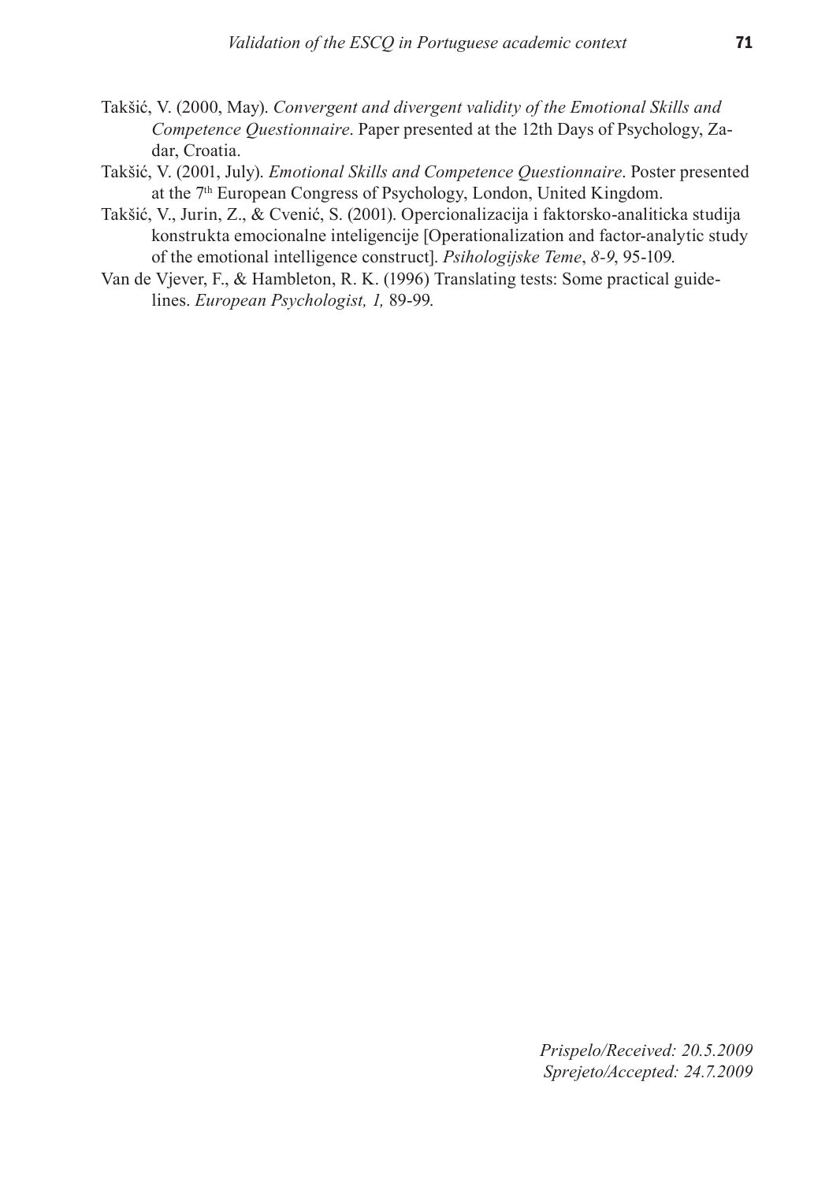Takšić, V. (2000, May). *Convergent and divergent validity of the Emotional Skills and Competence Questionnaire*. Paper presented at the 12th Days of Psychology, Zadar, Croatia.

Takšić, V. (2001, July). *Emotional Skills and Competence Questionnaire*. Poster presented at the 7th European Congress of Psychology, London, United Kingdom.

Takšić, V., Jurin, Z., & Cvenić, S. (2001). Opercionalizacija i faktorsko-analiticka studija konstrukta emocionalne inteligencije [Operationalization and factor-analytic study of the emotional intelligence construct]. *Psihologijske Teme*, *8-9*, 95-109.

Van de Vjever, F., & Hambleton, R. K. (1996) Translating tests: Some practical guidelines. *European Psychologist, 1,* 89-99.

*Prispelo/Received: 20.5.2009*
*Sprejeto/Accepted: 24.7.2009*